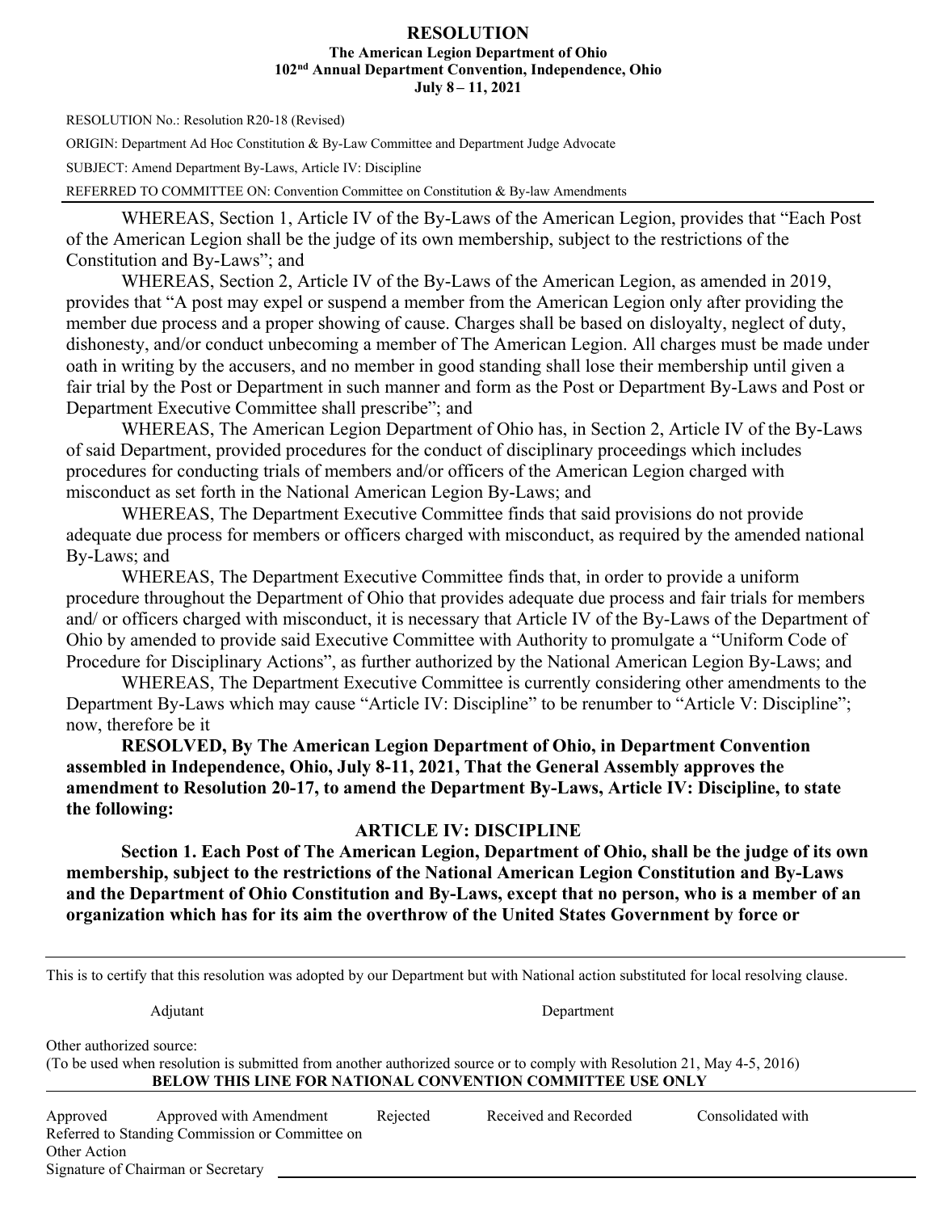# RESOLUTION

**The American Legion Department of Ohio**
**102nd Annual Department Convention, Independence, Ohio**
**July 8 – 11, 2021**

RESOLUTION No.: Resolution R20-18 (Revised)

ORIGIN: Department Ad Hoc Constitution & By-Law Committee and Department Judge Advocate

SUBJECT: Amend Department By-Laws, Article IV: Discipline

REFERRED TO COMMITTEE ON: Convention Committee on Constitution & By-law Amendments

---

WHEREAS, Section 1, Article IV of the By-Laws of the American Legion, provides that "Each Post of the American Legion shall be the judge of its own membership, subject to the restrictions of the Constitution and By-Laws"; and

WHEREAS, Section 2, Article IV of the By-Laws of the American Legion, as amended in 2019, provides that "A post may expel or suspend a member from the American Legion only after providing the member due process and a proper showing of cause. Charges shall be based on disloyalty, neglect of duty, dishonesty, and/or conduct unbecoming a member of The American Legion. All charges must be made under oath in writing by the accusers, and no member in good standing shall lose their membership until given a fair trial by the Post or Department in such manner and form as the Post or Department By-Laws and Post or Department Executive Committee shall prescribe"; and

WHEREAS, The American Legion Department of Ohio has, in Section 2, Article IV of the By-Laws of said Department, provided procedures for the conduct of disciplinary proceedings which includes procedures for conducting trials of members and/or officers of the American Legion charged with misconduct as set forth in the National American Legion By-Laws; and

WHEREAS, The Department Executive Committee finds that said provisions do not provide adequate due process for members or officers charged with misconduct, as required by the amended national By-Laws; and

WHEREAS, The Department Executive Committee finds that, in order to provide a uniform procedure throughout the Department of Ohio that provides adequate due process and fair trials for members and/ or officers charged with misconduct, it is necessary that Article IV of the By-Laws of the Department of Ohio by amended to provide said Executive Committee with Authority to promulgate a "Uniform Code of Procedure for Disciplinary Actions", as further authorized by the National American Legion By-Laws; and

WHEREAS, The Department Executive Committee is currently considering other amendments to the Department By-Laws which may cause "Article IV: Discipline" to be renumber to "Article V: Discipline"; now, therefore be it

**RESOLVED, By The American Legion Department of Ohio, in Department Convention assembled in Independence, Ohio, July 8-11, 2021, That the General Assembly approves the amendment to Resolution 20-17, to amend the Department By-Laws, Article IV: Discipline, to state the following:**

## ARTICLE IV: DISCIPLINE

**Section 1. Each Post of The American Legion, Department of Ohio, shall be the judge of its own membership, subject to the restrictions of the National American Legion Constitution and By-Laws and the Department of Ohio Constitution and By-Laws, except that no person, who is a member of an organization which has for its aim the overthrow of the United States Government by force or**

---

This is to certify that this resolution was adopted by our Department but with National action substituted for local resolving clause.

Adjutant Department

Other authorized source:
(To be used when resolution is submitted from another authorized source or to comply with Resolution 21, May 4-5, 2016)

**BELOW THIS LINE FOR NATIONAL CONVENTION COMMITTEE USE ONLY**

Approved Approved with Amendment Rejected Received and Recorded Consolidated with
Referred to Standing Commission or Committee on
Other Action
Signature of Chairman or Secretary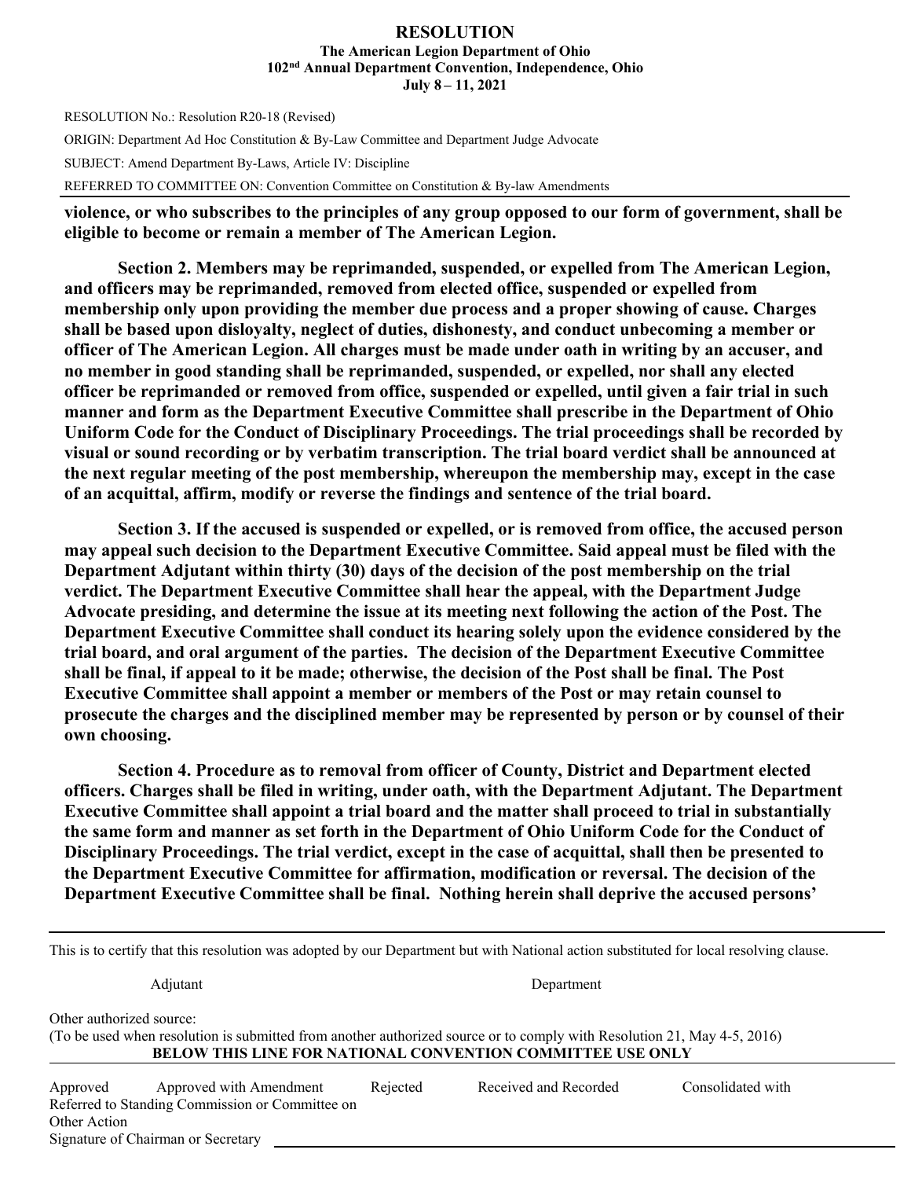# RESOLUTION

**The American Legion Department of Ohio**
**102nd Annual Department Convention, Independence, Ohio**
**July 8 – 11, 2021**

RESOLUTION No.: Resolution R20-18 (Revised)

ORIGIN: Department Ad Hoc Constitution & By-Law Committee and Department Judge Advocate

SUBJECT: Amend Department By-Laws, Article IV: Discipline

REFERRED TO COMMITTEE ON: Convention Committee on Constitution & By-law Amendments

---

**violence, or who subscribes to the principles of any group opposed to our form of government, shall be eligible to become or remain a member of The American Legion.**

**Section 2. Members may be reprimanded, suspended, or expelled from The American Legion, and officers may be reprimanded, removed from elected office, suspended or expelled from membership only upon providing the member due process and a proper showing of cause. Charges shall be based upon disloyalty, neglect of duties, dishonesty, and conduct unbecoming a member or officer of The American Legion. All charges must be made under oath in writing by an accuser, and no member in good standing shall be reprimanded, suspended, or expelled, nor shall any elected officer be reprimanded or removed from office, suspended or expelled, until given a fair trial in such manner and form as the Department Executive Committee shall prescribe in the Department of Ohio Uniform Code for the Conduct of Disciplinary Proceedings. The trial proceedings shall be recorded by visual or sound recording or by verbatim transcription. The trial board verdict shall be announced at the next regular meeting of the post membership, whereupon the membership may, except in the case of an acquittal, affirm, modify or reverse the findings and sentence of the trial board.**

**Section 3. If the accused is suspended or expelled, or is removed from office, the accused person may appeal such decision to the Department Executive Committee. Said appeal must be filed with the Department Adjutant within thirty (30) days of the decision of the post membership on the trial verdict. The Department Executive Committee shall hear the appeal, with the Department Judge Advocate presiding, and determine the issue at its meeting next following the action of the Post. The Department Executive Committee shall conduct its hearing solely upon the evidence considered by the trial board, and oral argument of the parties. The decision of the Department Executive Committee shall be final, if appeal to it be made; otherwise, the decision of the Post shall be final. The Post Executive Committee shall appoint a member or members of the Post or may retain counsel to prosecute the charges and the disciplined member may be represented by person or by counsel of their own choosing.**

**Section 4. Procedure as to removal from officer of County, District and Department elected officers. Charges shall be filed in writing, under oath, with the Department Adjutant. The Department Executive Committee shall appoint a trial board and the matter shall proceed to trial in substantially the same form and manner as set forth in the Department of Ohio Uniform Code for the Conduct of Disciplinary Proceedings. The trial verdict, except in the case of acquittal, shall then be presented to the Department Executive Committee for affirmation, modification or reversal. The decision of the Department Executive Committee shall be final. Nothing herein shall deprive the accused persons'**

---

This is to certify that this resolution was adopted by our Department but with National action substituted for local resolving clause.

Adjutant Department

Other authorized source:
(To be used when resolution is submitted from another authorized source or to comply with Resolution 21, May 4-5, 2016)

**BELOW THIS LINE FOR NATIONAL CONVENTION COMMITTEE USE ONLY**

Approved Approved with Amendment Rejected Received and Recorded Consolidated with
Referred to Standing Commission or Committee on
Other Action
Signature of Chairman or Secretary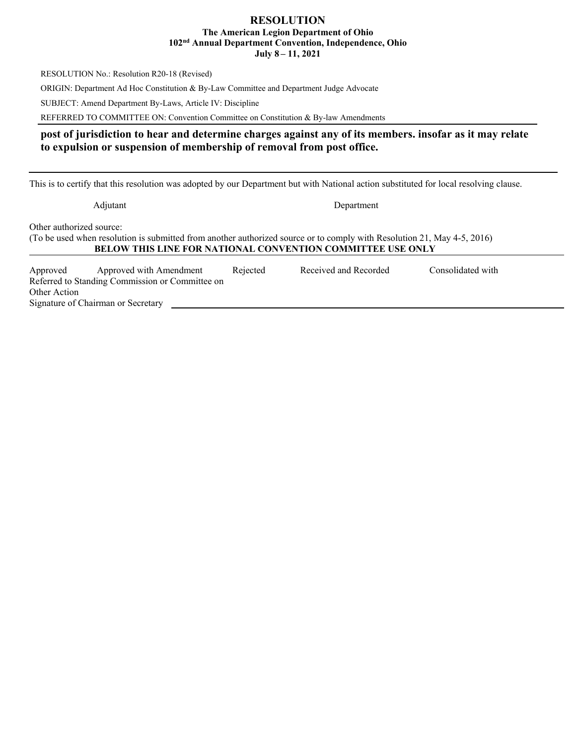# RESOLUTION

**The American Legion Department of Ohio**
**102nd Annual Department Convention, Independence, Ohio**
**July 8 – 11, 2021**

RESOLUTION No.: Resolution R20-18 (Revised)

ORIGIN: Department Ad Hoc Constitution & By-Law Committee and Department Judge Advocate

SUBJECT: Amend Department By-Laws, Article IV: Discipline

REFERRED TO COMMITTEE ON: Convention Committee on Constitution & By-law Amendments

---

**post of jurisdiction to hear and determine charges against any of its members. insofar as it may relate to expulsion or suspension of membership of removal from post office.**

---

This is to certify that this resolution was adopted by our Department but with National action substituted for local resolving clause.

Adjutant　　　　　　　　　　Department

Other authorized source:

(To be used when resolution is submitted from another authorized source or to comply with Resolution 21, May 4-5, 2016)

**BELOW THIS LINE FOR NATIONAL CONVENTION COMMITTEE USE ONLY**

---

Approved　　Approved with Amendment　　Rejected　　Received and Recorded　　Consolidated with

Referred to Standing Commission or Committee on

Other Action

Signature of Chairman or Secretary ______________________________